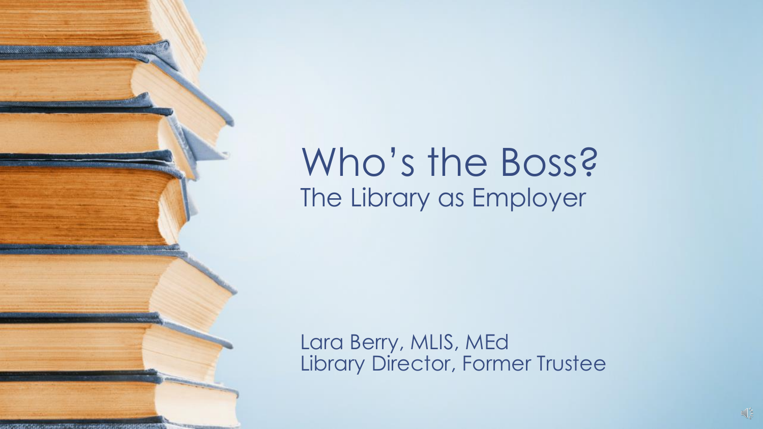# Who's the Boss?

## The Library as Employer

Lara Berry, MLIS, MEd
Library Director, Former Trustee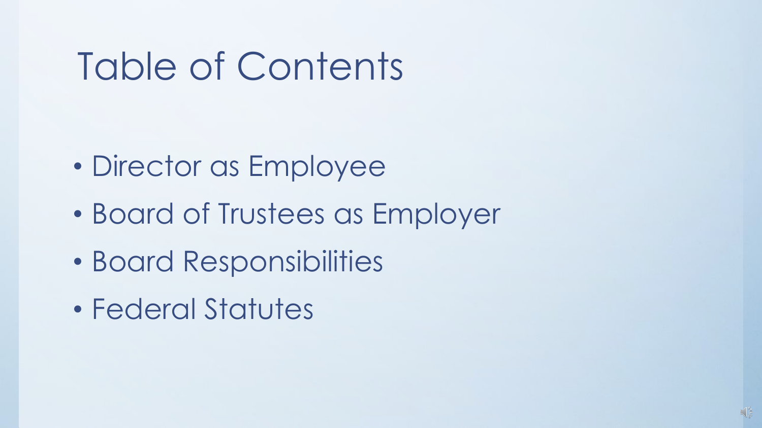# Table of Contents

- Director as Employee
- Board of Trustees as Employer
- Board Responsibilities
- Federal Statutes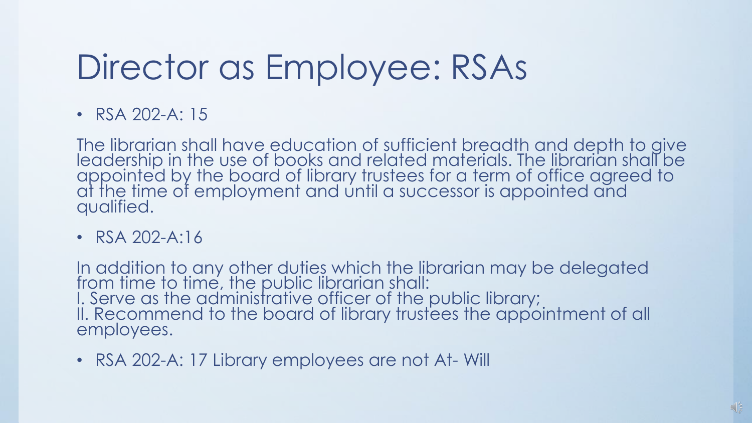# Director as Employee: RSAs

- RSA 202-A: 15

The librarian shall have education of sufficient breadth and depth to give leadership in the use of books and related materials. The librarian shall be appointed by the board of library trustees for a term of office agreed to at the time of employment and until a successor is appointed and qualified.

- RSA 202-A:16

In addition to any other duties which the librarian may be delegated from time to time, the public librarian shall:
I. Serve as the administrative officer of the public library;
II. Recommend to the board of library trustees the appointment of all employees.

- RSA 202-A: 17 Library employees are not At- Will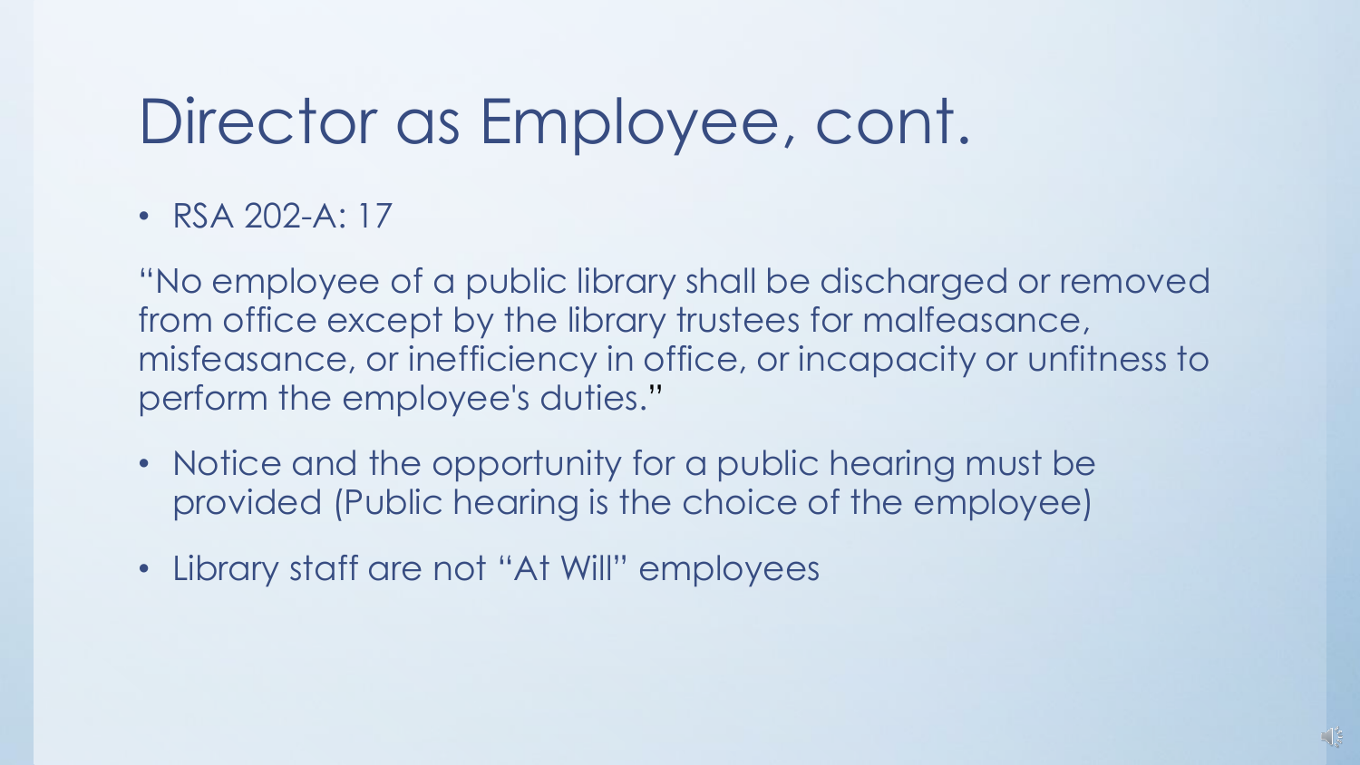# Director as Employee, cont.

- RSA 202-A: 17

"No employee of a public library shall be discharged or removed from office except by the library trustees for malfeasance, misfeasance, or inefficiency in office, or incapacity or unfitness to perform the employee's duties."

- Notice and the opportunity for a public hearing must be provided (Public hearing is the choice of the employee)
- Library staff are not "At Will" employees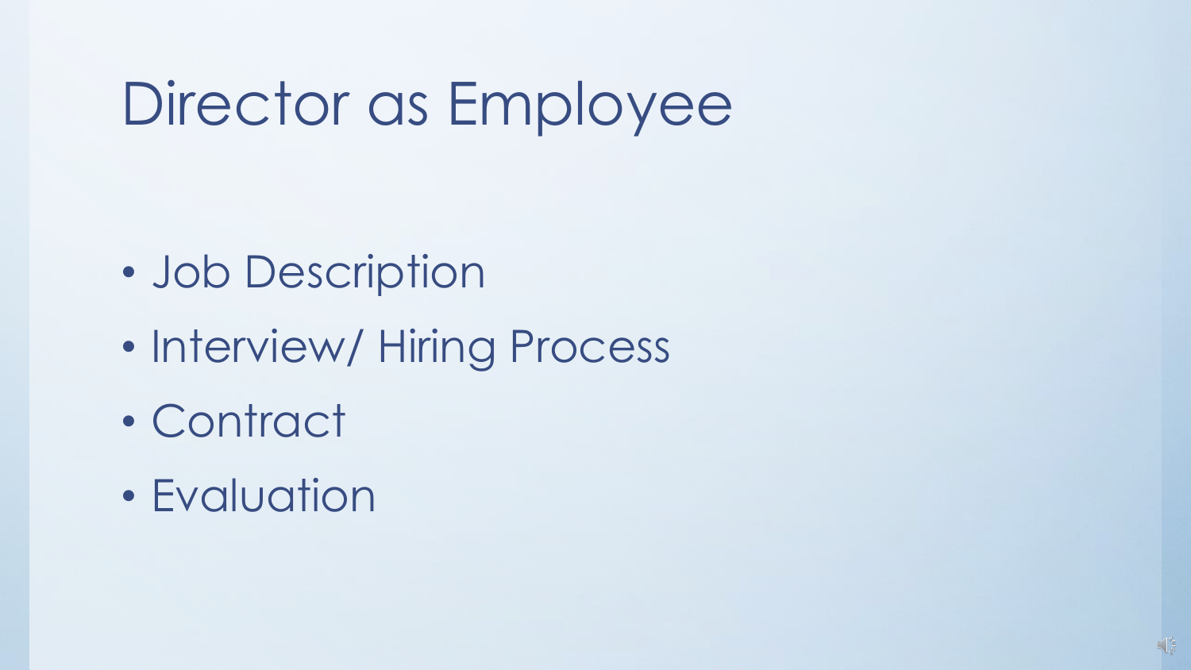# Director as Employee

- Job Description
- Interview/ Hiring Process
- Contract
- Evaluation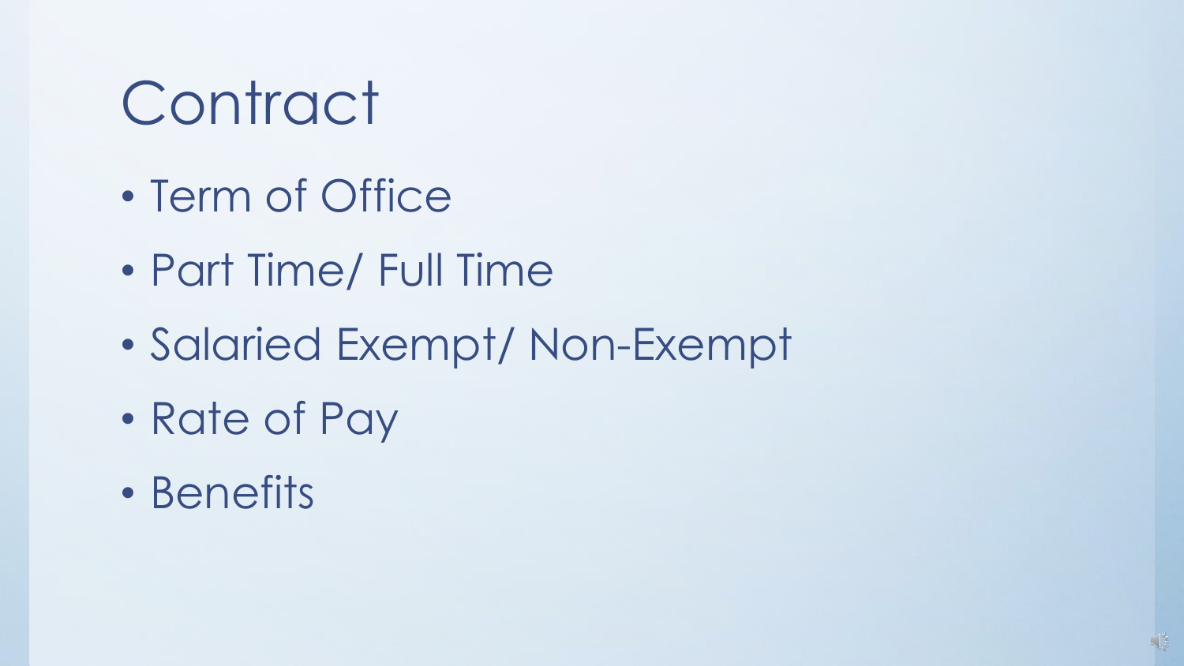# Contract

- Term of Office
- Part Time/ Full Time
- Salaried Exempt/ Non-Exempt
- Rate of Pay
- Benefits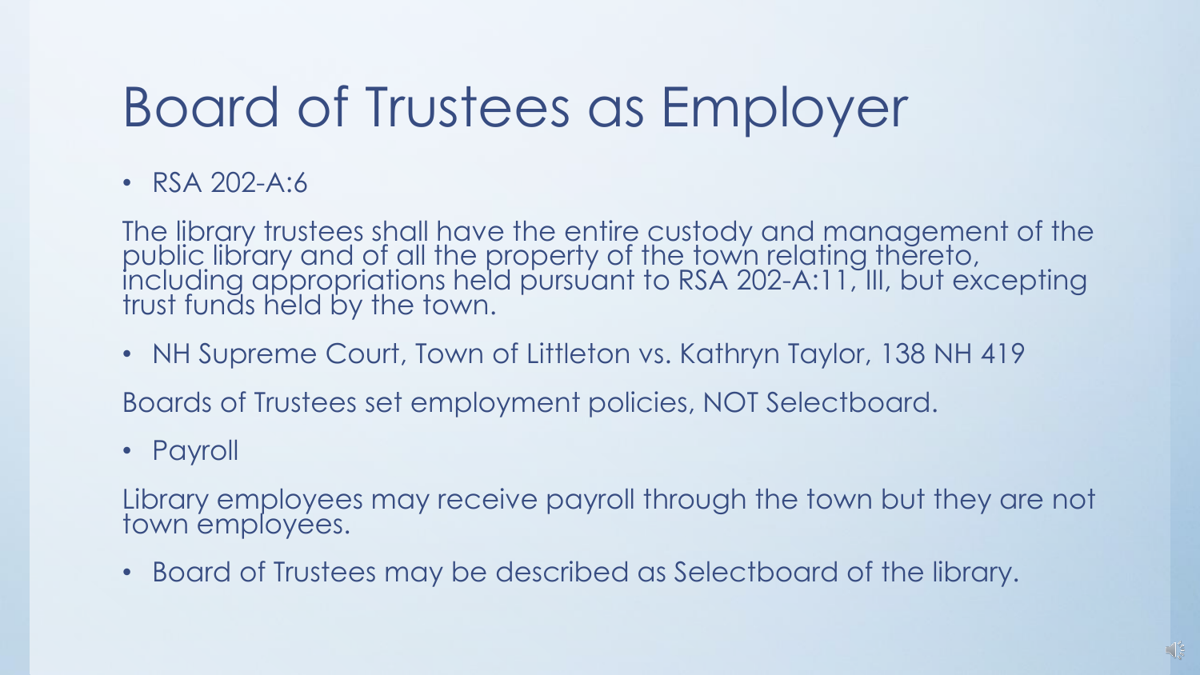# Board of Trustees as Employer

- RSA 202-A:6

The library trustees shall have the entire custody and management of the public library and of all the property of the town relating thereto, including appropriations held pursuant to RSA 202-A:11, III, but excepting trust funds held by the town.

- NH Supreme Court, Town of Littleton vs. Kathryn Taylor, 138 NH 419

Boards of Trustees set employment policies, NOT Selectboard.

- Payroll

Library employees may receive payroll through the town but they are not town employees.

- Board of Trustees may be described as Selectboard of the library.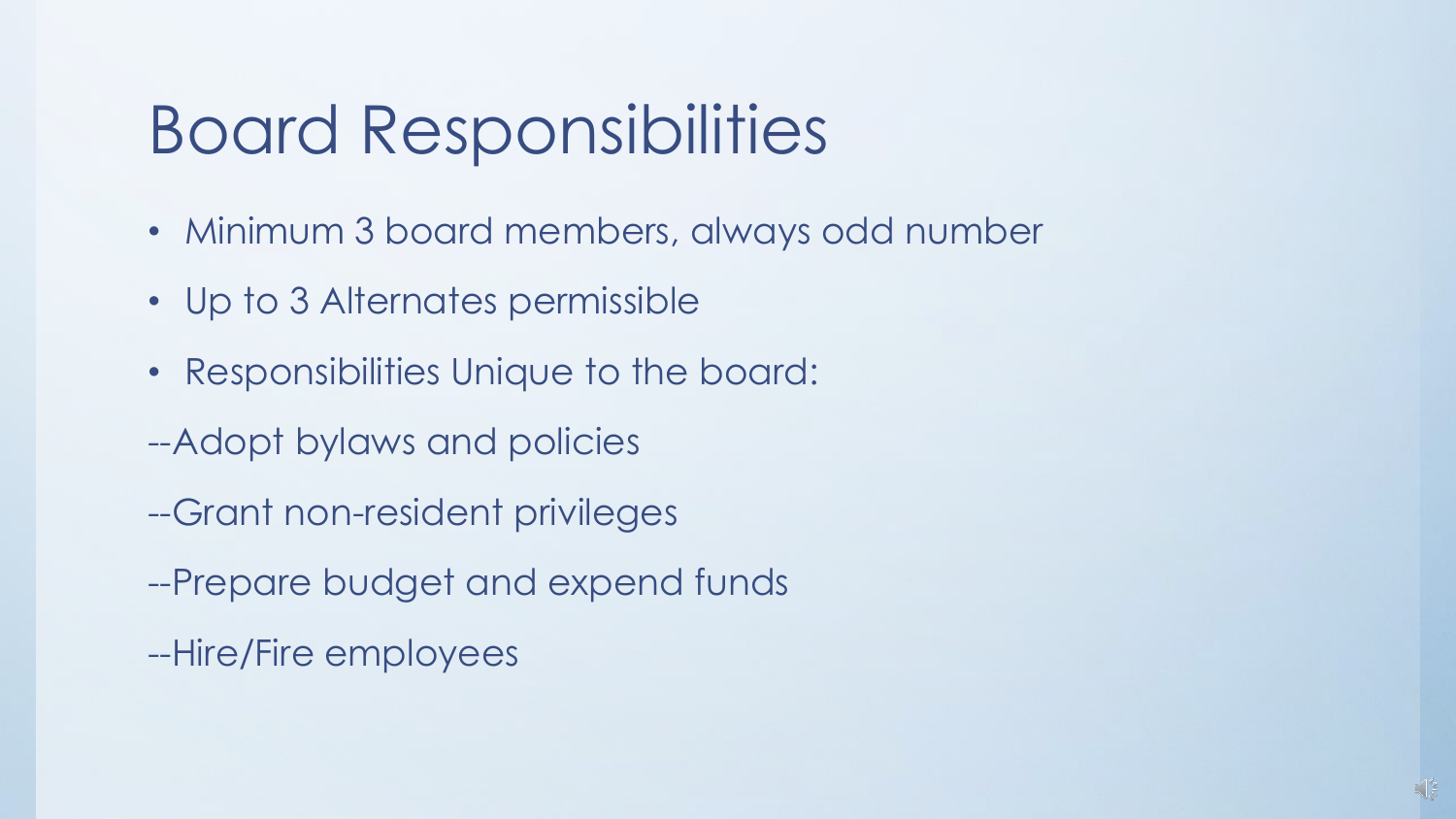# Board Responsibilities

- Minimum 3 board members, always odd number
- Up to 3 Alternates permissible
- Responsibilities Unique to the board:

--Adopt bylaws and policies

--Grant non-resident privileges

--Prepare budget and expend funds

--Hire/Fire employees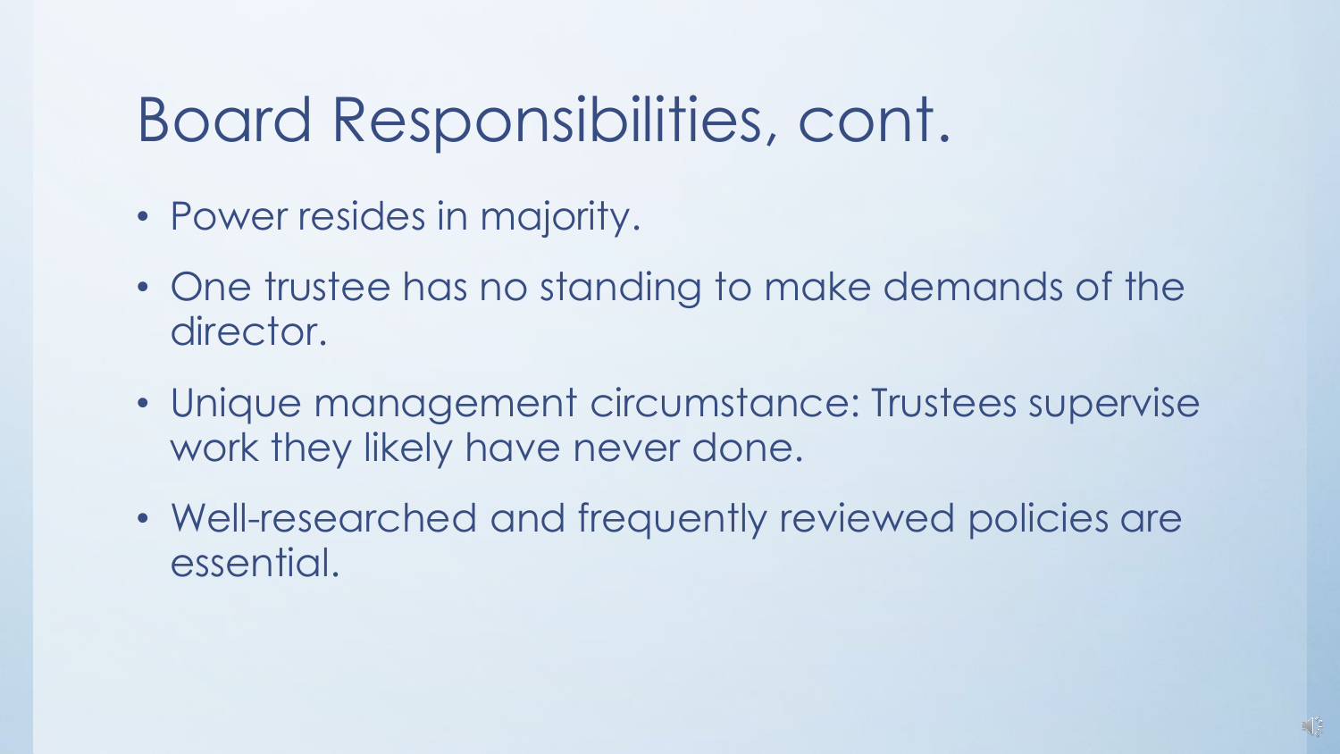# Board Responsibilities, cont.

- Power resides in majority.
- One trustee has no standing to make demands of the director.
- Unique management circumstance: Trustees supervise work they likely have never done.
- Well-researched and frequently reviewed policies are essential.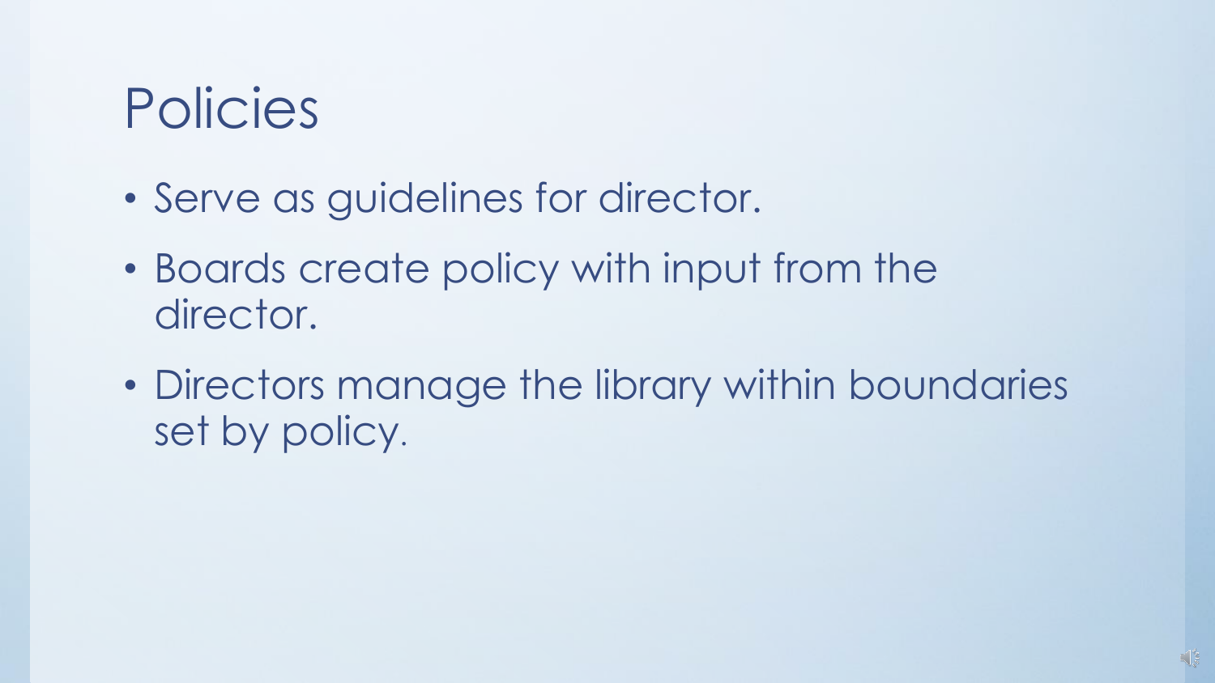# Policies

- Serve as guidelines for director.
- Boards create policy with input from the director.
- Directors manage the library within boundaries set by policy.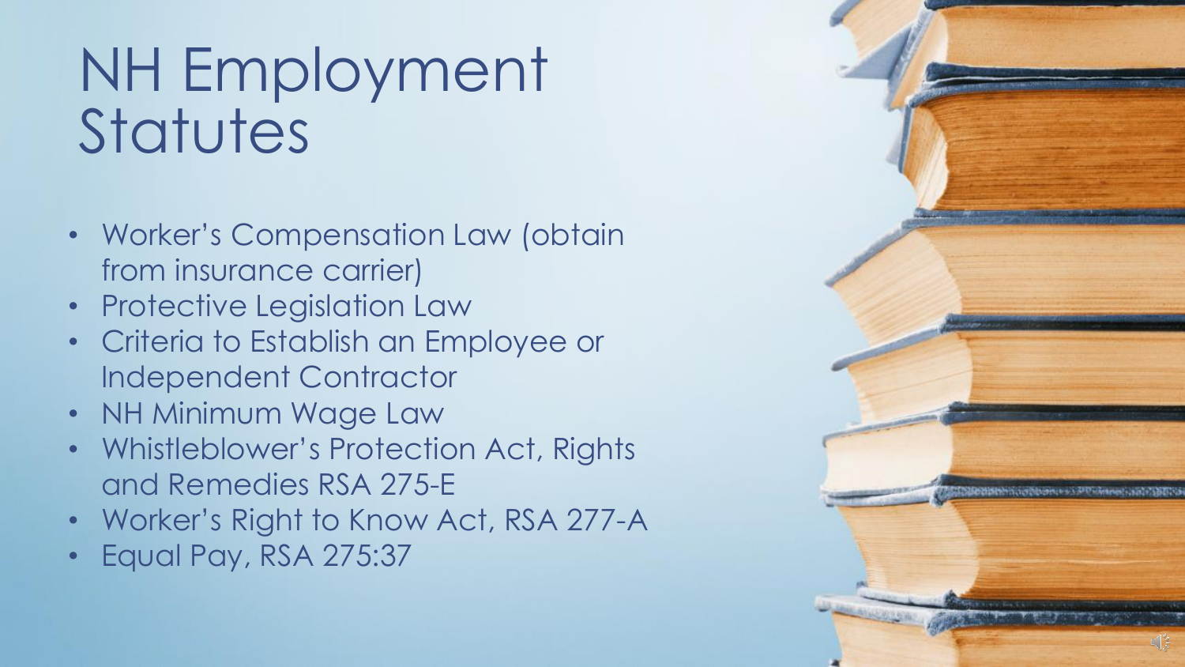# NH Employment Statutes

- Worker's Compensation Law (obtain from insurance carrier)
- Protective Legislation Law
- Criteria to Establish an Employee or Independent Contractor
- NH Minimum Wage Law
- Whistleblower's Protection Act, Rights and Remedies RSA 275-E
- Worker's Right to Know Act, RSA 277-A
- Equal Pay, RSA 275:37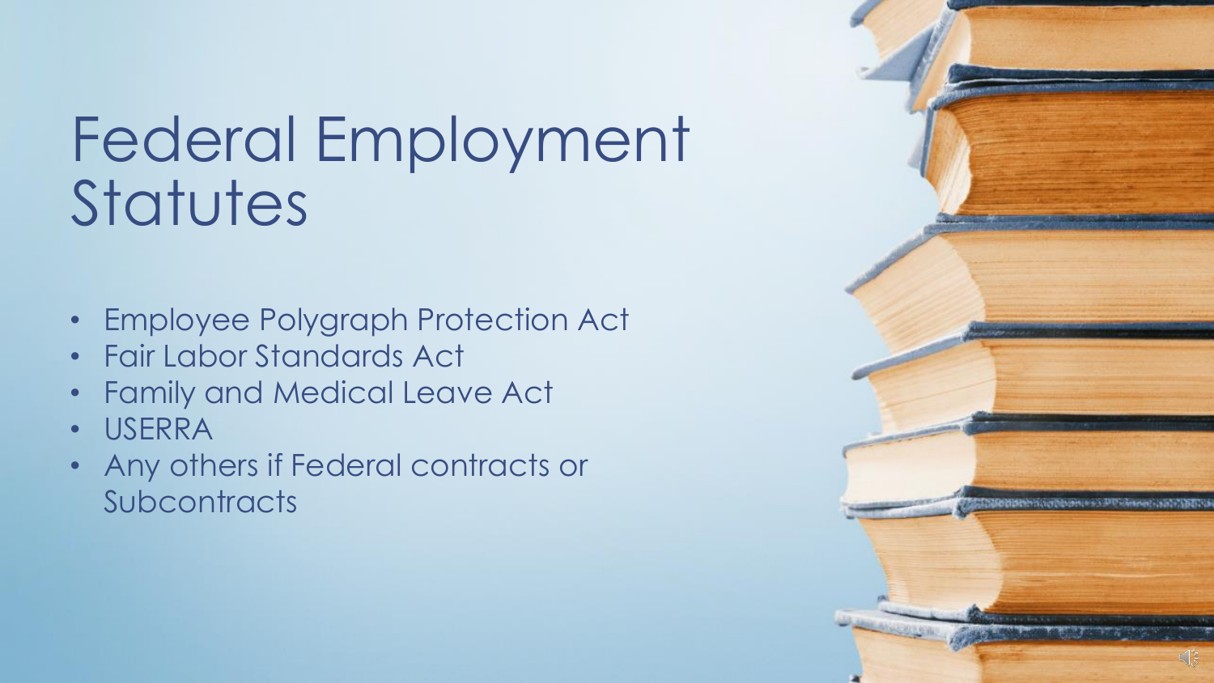# Federal Employment Statutes

- Employee Polygraph Protection Act
- Fair Labor Standards Act
- Family and Medical Leave Act
- USERRA
- Any others if Federal contracts or Subcontracts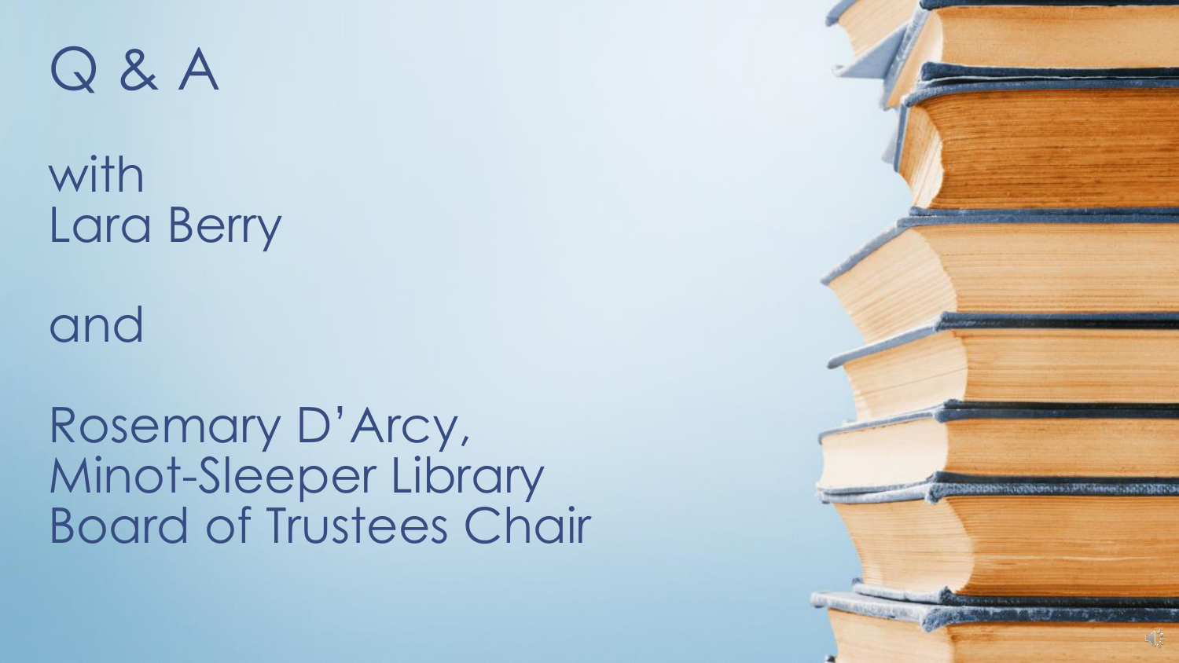# Q & A

with
Lara Berry

and

Rosemary D'Arcy,
Minot-Sleeper Library
Board of Trustees Chair